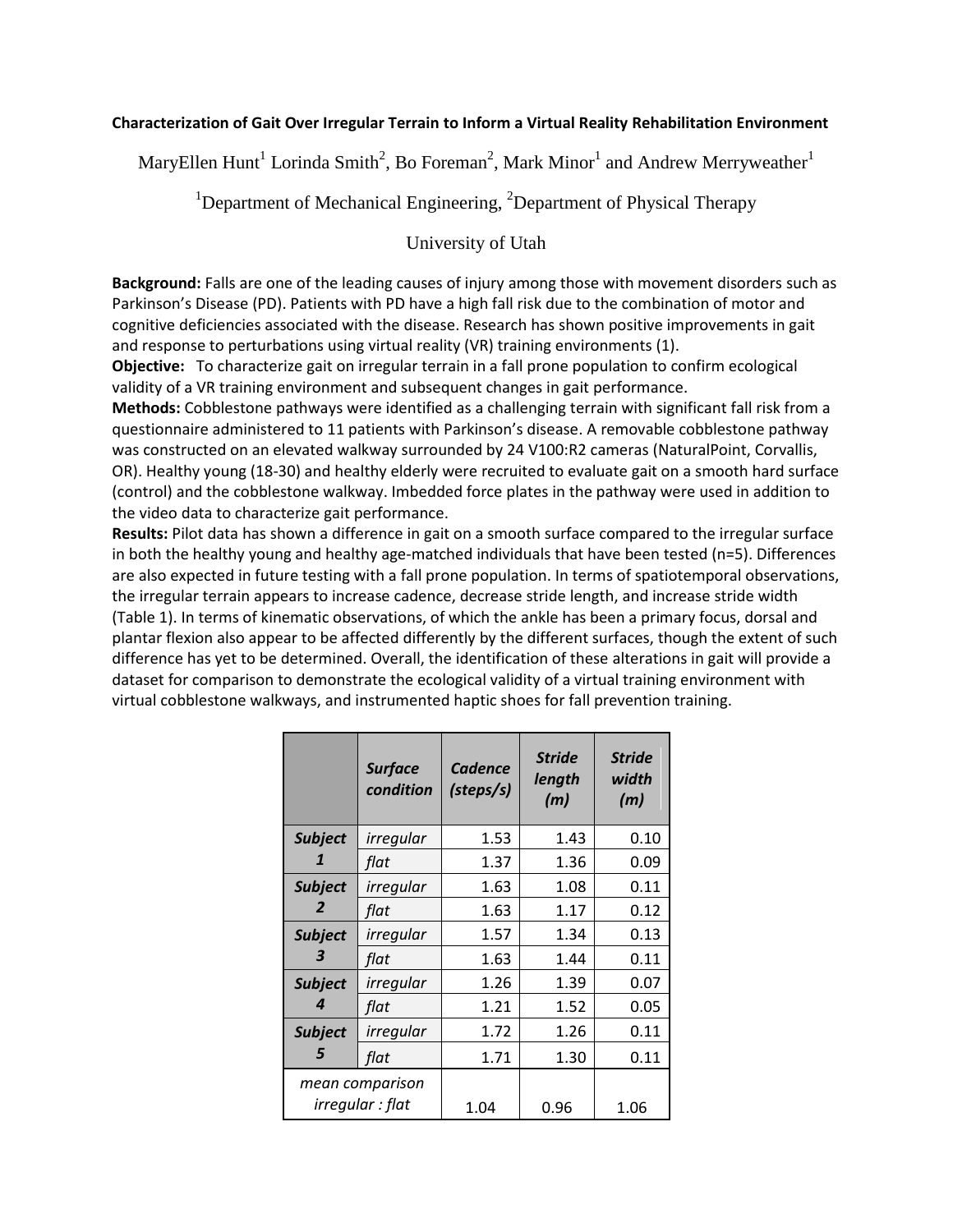**Characterization of Gait Over Irregular Terrain to Inform a Virtual Reality Rehabilitation Environment**

MaryEllen Hunt[1] Lorinda Smith[2], Bo Foreman[2], Mark Minor[1] and Andrew Merryweather[1]

[1]Department of Mechanical Engineering, [2]Department of Physical Therapy

University of Utah

**Background:** Falls are one of the leading causes of injury among those with movement disorders such as Parkinson's Disease (PD). Patients with PD have a high fall risk due to the combination of motor and cognitive deficiencies associated with the disease. Research has shown positive improvements in gait and response to perturbations using virtual reality (VR) training environments (1).

**Objective:** To characterize gait on irregular terrain in a fall prone population to confirm ecological validity of a VR training environment and subsequent changes in gait performance.

**Methods:** Cobblestone pathways were identified as a challenging terrain with significant fall risk from a questionnaire administered to 11 patients with Parkinson's disease. A removable cobblestone pathway was constructed on an elevated walkway surrounded by 24 V100:R2 cameras (NaturalPoint, Corvallis, OR). Healthy young (18-30) and healthy elderly were recruited to evaluate gait on a smooth hard surface (control) and the cobblestone walkway. Imbedded force plates in the pathway were used in addition to the video data to characterize gait performance.

**Results:** Pilot data has shown a difference in gait on a smooth surface compared to the irregular surface in both the healthy young and healthy age-matched individuals that have been tested (n=5). Differences are also expected in future testing with a fall prone population. In terms of spatiotemporal observations, the irregular terrain appears to increase cadence, decrease stride length, and increase stride width (Table 1). In terms of kinematic observations, of which the ankle has been a primary focus, dorsal and plantar flexion also appear to be affected differently by the different surfaces, though the extent of such difference has yet to be determined. Overall, the identification of these alterations in gait will provide a dataset for comparison to demonstrate the ecological validity of a virtual training environment with virtual cobblestone walkways, and instrumented haptic shoes for fall prevention training.

| | *Surface condition* | *Cadence (steps/s)* | *Stride length (m)* | *Stride width (m)* |
|---|---|---|---|---|
| ***Subject 1*** | *irregular* | 1.53 | 1.43 | 0.10 |
| | *flat* | 1.37 | 1.36 | 0.09 |
| ***Subject 2*** | *irregular* | 1.63 | 1.08 | 0.11 |
| | *flat* | 1.63 | 1.17 | 0.12 |
| ***Subject 3*** | *irregular* | 1.57 | 1.34 | 0.13 |
| | *flat* | 1.63 | 1.44 | 0.11 |
| ***Subject 4*** | *irregular* | 1.26 | 1.39 | 0.07 |
| | *flat* | 1.21 | 1.52 | 0.05 |
| ***Subject 5*** | *irregular* | 1.72 | 1.26 | 0.11 |
| | *flat* | 1.71 | 1.30 | 0.11 |
| *mean comparison irregular : flat* | | 1.04 | 0.96 | 1.06 |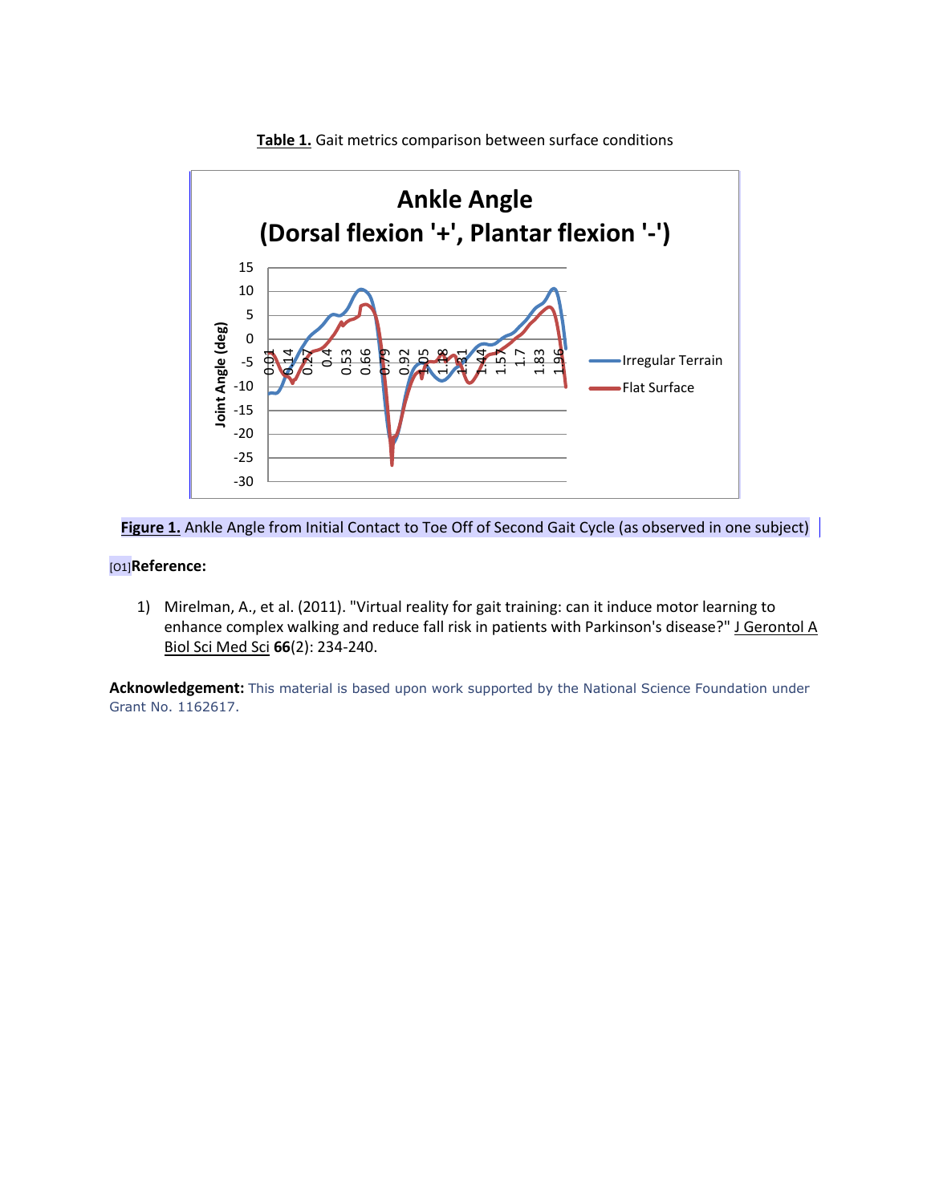**Table 1.** Gait metrics comparison between surface conditions

Ankle Angle
(Dorsal flexion '+', Plantar flexion '-')

Joint Angle (deg)

15
10
5
0
-5
-10
-15
-20
-25
-30

0.01
0.14
0.27
0.4
0.53
0.66
0.79
0.92
1.05
1.18
1.31
1.44
1.57
1.7
1.83
1.96

Irregular Terrain
Flat Surface

**Figure 1.** Ankle Angle from Initial Contact to Toe Off of Second Gait Cycle (as observed in one subject)

[O1]**Reference:**

1) Mirelman, A., et al. (2011). "Virtual reality for gait training: can it induce motor learning to enhance complex walking and reduce fall risk in patients with Parkinson's disease?" J Gerontol A Biol Sci Med Sci **66**(2): 234-240.

**Acknowledgement:** This material is based upon work supported by the National Science Foundation under Grant No. 1162617.